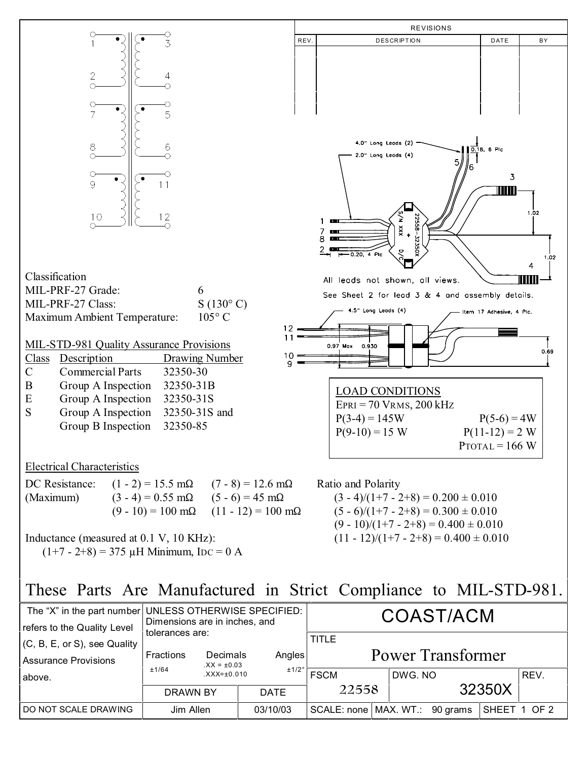| REV. | DESCRIPTION | DATE | BY |
|---|---|---|---|
| | | | |

4.0" Long Leads (2)

2.0" Long Leads (4)

0.18, 6 Plc

0.20, 4 Plc

1.02

1.02

All leads not shown, all views.

See Sheet 2 for lead 3 & 4 and assembly details.

4.5" Long Leads (4)

Item 17 Adhesive, 4 Plc.

0.97 Max 0.930

0.69

Classification

| | |
|---|---|
| MIL-PRF-27 Grade: | 6 |
| MIL-PRF-27 Class: | S (130° C) |
| Maximum Ambient Temperature: | 105° C |

MIL-STD-981 Quality Assurance Provisions

| Class | Description | Drawing Number |
|---|---|---|
| C | Commercial Parts | 32350-30 |
| B | Group A Inspection | 32350-31B |
| E | Group A Inspection | 32350-31S |
| S | Group A Inspection | 32350-31S and |
| | Group B Inspection | 32350-85 |

**LOAD CONDITIONS**

EPRI = 70 VRMS, 200 kHz

| | |
|---|---|
| P(3-4) = 145W | P(5-6) = 4W |
| P(9-10) = 15 W | P(11-12) = 2 W |
| | PTOTAL = 166 W |

Electrical Characteristics

| | | |
|---|---|---|
| DC Resistance: | (1 - 2) = 15.5 mΩ | (7 - 8) = 12.6 mΩ |
| (Maximum) | (3 - 4) = 0.55 mΩ | (5 - 6) = 45 mΩ |
| | (9 - 10) = 100 mΩ | (11 - 12) = 100 mΩ |

Inductance (measured at 0.1 V, 10 KHz):
(1+7 - 2+8) = 375 µH Minimum, IDC = 0 A

Ratio and Polarity

(3 - 4)/(1+7 - 2+8) = 0.200 ± 0.010
(5 - 6)/(1+7 - 2+8) = 0.300 ± 0.010
(9 - 10)/(1+7 - 2+8) = 0.400 ± 0.010
(11 - 12)/(1+7 - 2+8) = 0.400 ± 0.010

# These Parts Are Manufactured in Strict Compliance to MIL-STD-981.

| | | | | | | |
|---|---|---|---|---|---|---|
| The "X" in the part number refers to the Quality Level (C, B, E, or S), see Quality Assurance Provisions above. | UNLESS OTHERWISE SPECIFIED: Dimensions are in inches, and tolerances are: Fractions ±1/64; Decimals .XX = ±0.03, .XXX=±0.010; Angles ±1/2° | | COAST/ACM | | | |
| | | | TITLE: Power Transformer | | | |
| | | | FSCM: 22558 | DWG. NO: 32350X | | REV. |
| | DRAWN BY | DATE | | | | |
| DO NOT SCALE DRAWING | Jim Allen | 03/10/03 | SCALE: none | MAX. WT.: 90 grams | SHEET 1 OF 2 | |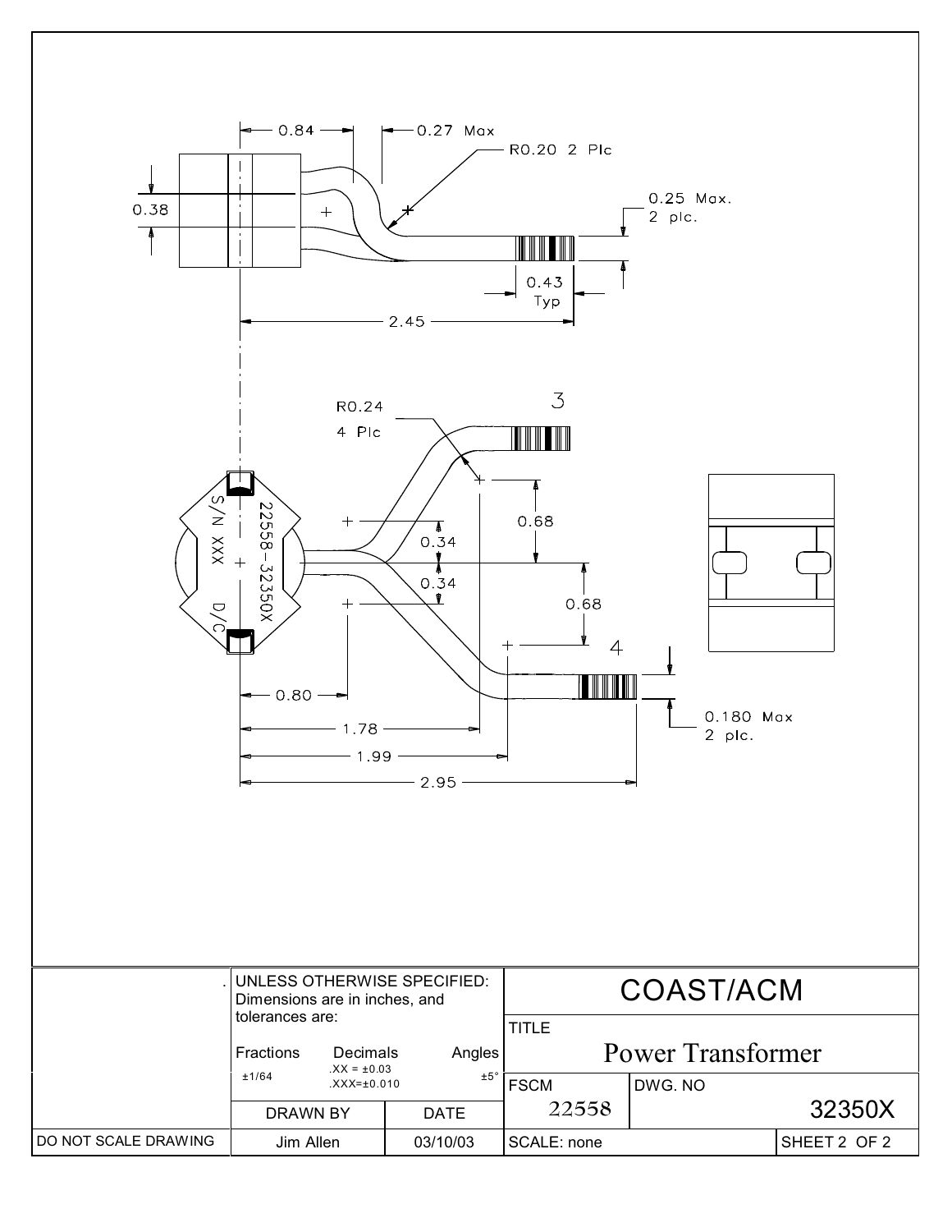0.84

0.27 Max

R0.20 2 Plc

0.38

0.25 Max.
2 plc.

0.43
Typ

2.45

R0.24
4 Plc

3

S/N XXX

22558-32350X

D/C

0.34

0.34

0.68

0.68

4

0.180 Max
2 plc.

0.80

1.78

1.99

2.95

| | | | | | |
|---|---|---|---|---|---|
| | UNLESS OTHERWISE SPECIFIED: Dimensions are in inches, and tolerances are: | | | COAST/ACM | |
| | Fractions ±1/64 | Decimals .XX = ±0.03 .XXX=±0.010 | Angles ±5° | TITLE Power Transformer | |
| | DRAWN BY | | DATE | FSCM 22558 | DWG. NO 32350X |
| DO NOT SCALE DRAWING | Jim Allen | | 03/10/03 | SCALE: none | SHEET 2 OF 2 |